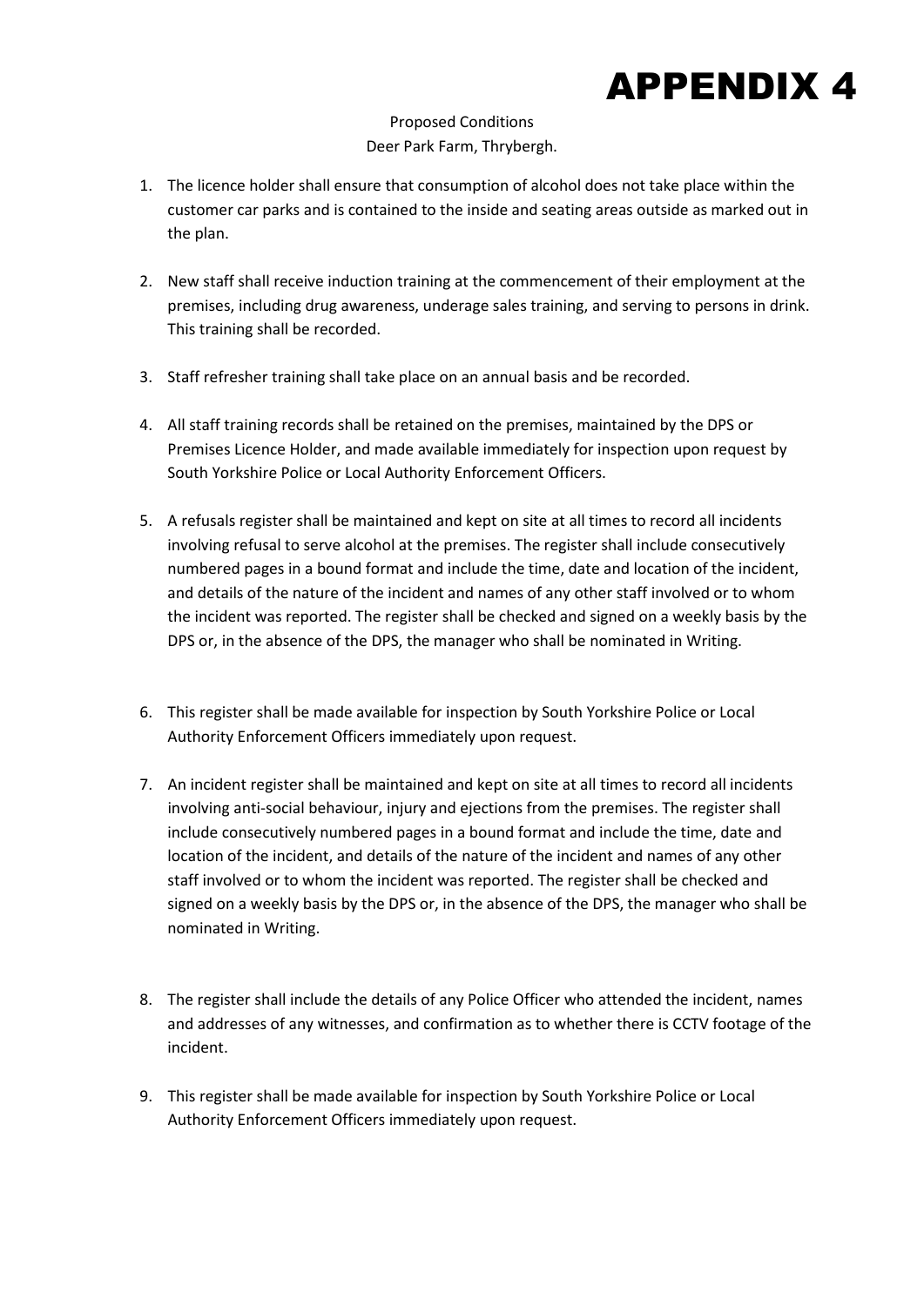# APPENDIX 4

Proposed Conditions
Deer Park Farm, Thrybergh.

1. The licence holder shall ensure that consumption of alcohol does not take place within the customer car parks and is contained to the inside and seating areas outside as marked out in the plan.

2. New staff shall receive induction training at the commencement of their employment at the premises, including drug awareness, underage sales training, and serving to persons in drink. This training shall be recorded.

3. Staff refresher training shall take place on an annual basis and be recorded.

4. All staff training records shall be retained on the premises, maintained by the DPS or Premises Licence Holder, and made available immediately for inspection upon request by South Yorkshire Police or Local Authority Enforcement Officers.

5. A refusals register shall be maintained and kept on site at all times to record all incidents involving refusal to serve alcohol at the premises. The register shall include consecutively numbered pages in a bound format and include the time, date and location of the incident, and details of the nature of the incident and names of any other staff involved or to whom the incident was reported. The register shall be checked and signed on a weekly basis by the DPS or, in the absence of the DPS, the manager who shall be nominated in Writing.

6. This register shall be made available for inspection by South Yorkshire Police or Local Authority Enforcement Officers immediately upon request.

7. An incident register shall be maintained and kept on site at all times to record all incidents involving anti-social behaviour, injury and ejections from the premises. The register shall include consecutively numbered pages in a bound format and include the time, date and location of the incident, and details of the nature of the incident and names of any other staff involved or to whom the incident was reported. The register shall be checked and signed on a weekly basis by the DPS or, in the absence of the DPS, the manager who shall be nominated in Writing.

8. The register shall include the details of any Police Officer who attended the incident, names and addresses of any witnesses, and confirmation as to whether there is CCTV footage of the incident.

9. This register shall be made available for inspection by South Yorkshire Police or Local Authority Enforcement Officers immediately upon request.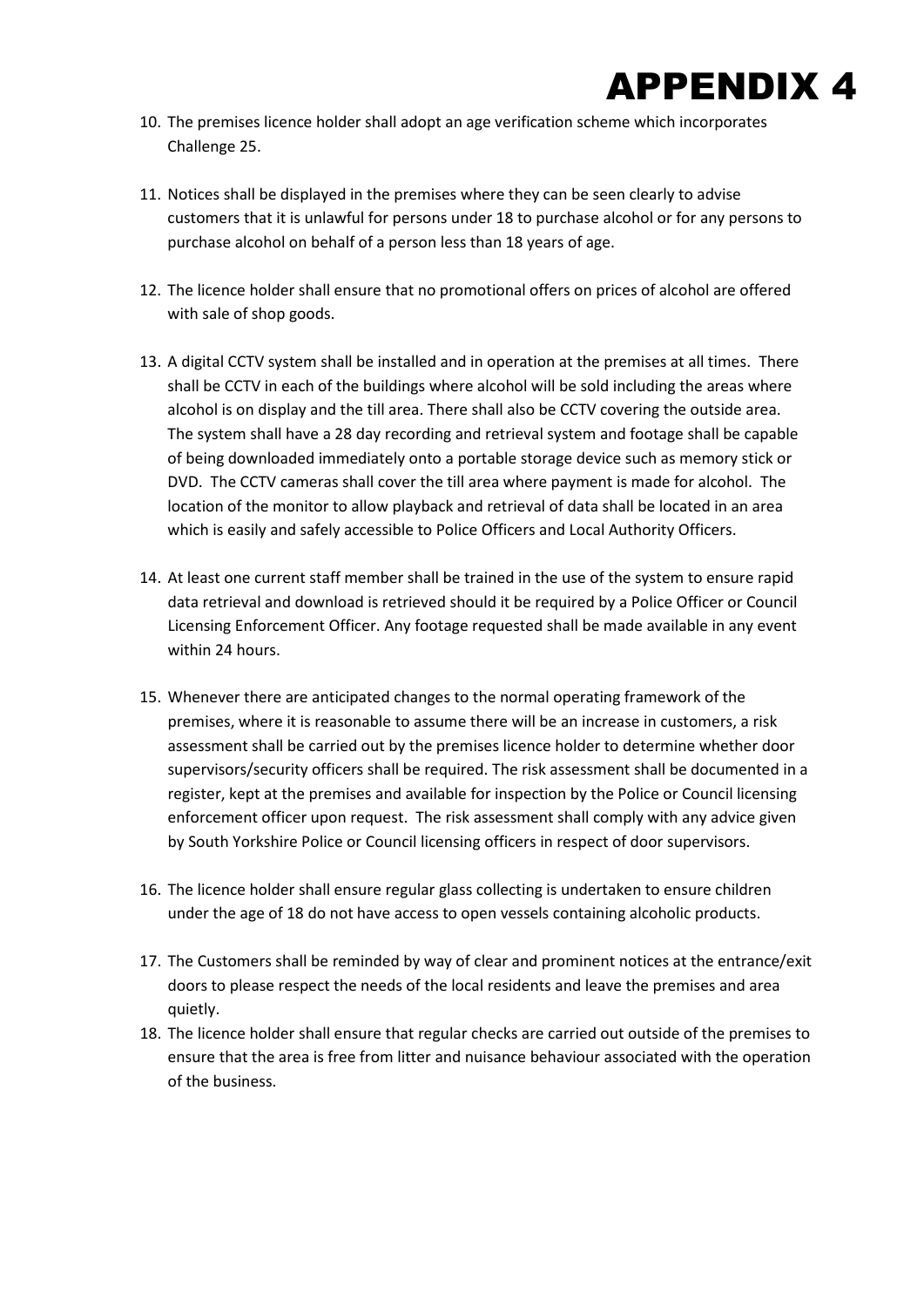# APPENDIX 4

10. The premises licence holder shall adopt an age verification scheme which incorporates Challenge 25.

11. Notices shall be displayed in the premises where they can be seen clearly to advise customers that it is unlawful for persons under 18 to purchase alcohol or for any persons to purchase alcohol on behalf of a person less than 18 years of age.

12. The licence holder shall ensure that no promotional offers on prices of alcohol are offered with sale of shop goods.

13. A digital CCTV system shall be installed and in operation at the premises at all times. There shall be CCTV in each of the buildings where alcohol will be sold including the areas where alcohol is on display and the till area. There shall also be CCTV covering the outside area. The system shall have a 28 day recording and retrieval system and footage shall be capable of being downloaded immediately onto a portable storage device such as memory stick or DVD. The CCTV cameras shall cover the till area where payment is made for alcohol. The location of the monitor to allow playback and retrieval of data shall be located in an area which is easily and safely accessible to Police Officers and Local Authority Officers.

14. At least one current staff member shall be trained in the use of the system to ensure rapid data retrieval and download is retrieved should it be required by a Police Officer or Council Licensing Enforcement Officer. Any footage requested shall be made available in any event within 24 hours.

15. Whenever there are anticipated changes to the normal operating framework of the premises, where it is reasonable to assume there will be an increase in customers, a risk assessment shall be carried out by the premises licence holder to determine whether door supervisors/security officers shall be required. The risk assessment shall be documented in a register, kept at the premises and available for inspection by the Police or Council licensing enforcement officer upon request. The risk assessment shall comply with any advice given by South Yorkshire Police or Council licensing officers in respect of door supervisors.

16. The licence holder shall ensure regular glass collecting is undertaken to ensure children under the age of 18 do not have access to open vessels containing alcoholic products.

17. The Customers shall be reminded by way of clear and prominent notices at the entrance/exit doors to please respect the needs of the local residents and leave the premises and area quietly.

18. The licence holder shall ensure that regular checks are carried out outside of the premises to ensure that the area is free from litter and nuisance behaviour associated with the operation of the business.